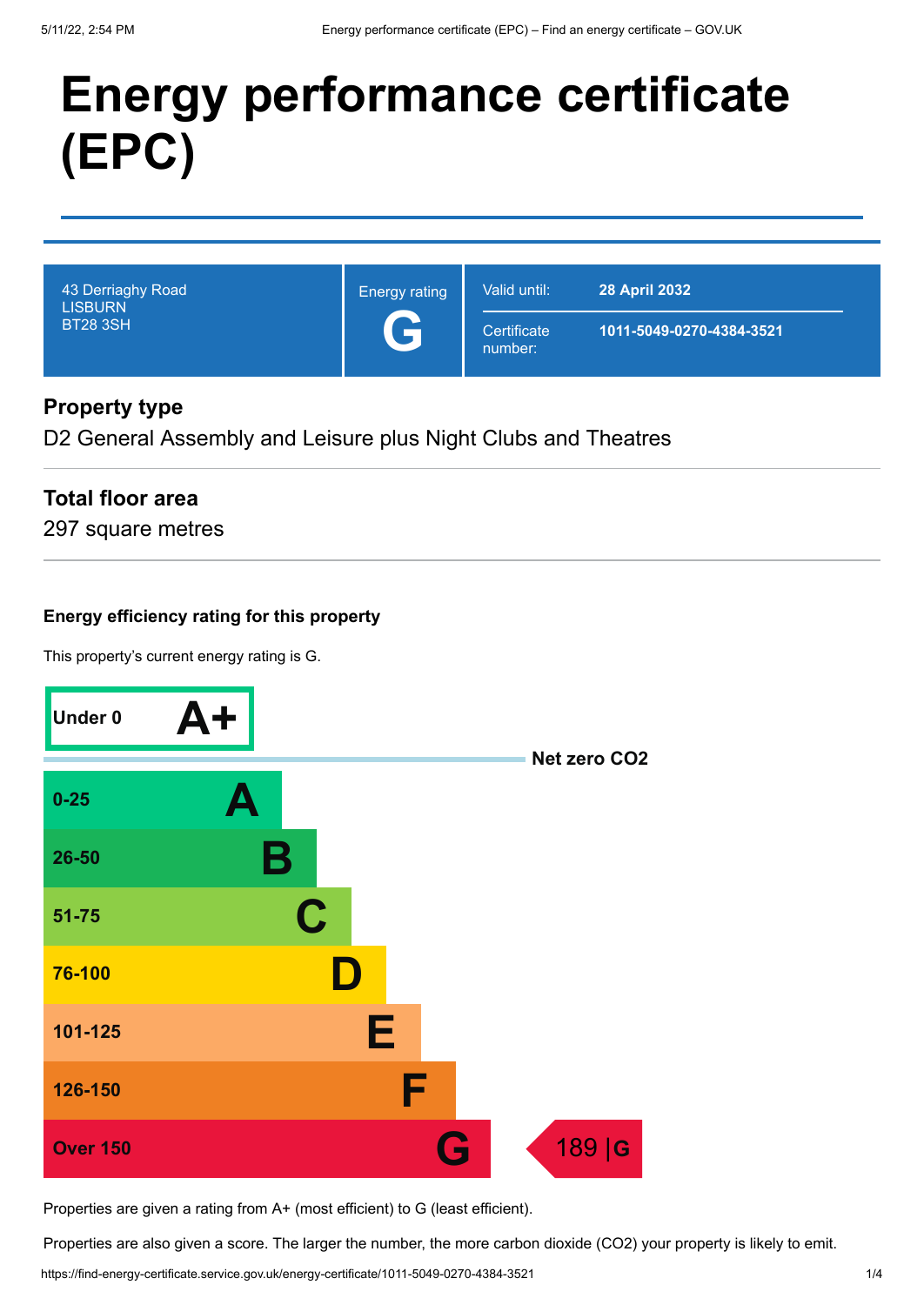# Energy performance certificate (EPC)

| 43 Derriaghy Road LISBURN BT28 3SH | Energy rating **G** | Valid until: **28 April 2032** |
|---|---|---|
| | | Certificate number: **1011-5049-0270-4384-3521** |

## Property type

D2 General Assembly and Leisure plus Night Clubs and Theatres

## Total floor area

297 square metres

### Energy efficiency rating for this property

This property's current energy rating is G.

| Score | Rating |
|---|---|
| Under 0 | A+ |
| Net zero $CO_2$ | |
| 0-25 | A |
| 26-50 | B |
| 51-75 | C |
| 76-100 | D |
| 101-125 | E |
| 126-150 | F |
| Over 150 | G |

This property: **189 | G**

Properties are given a rating from A+ (most efficient) to G (least efficient).

Properties are also given a score. The larger the number, the more carbon dioxide ($CO_2$) your property is likely to emit.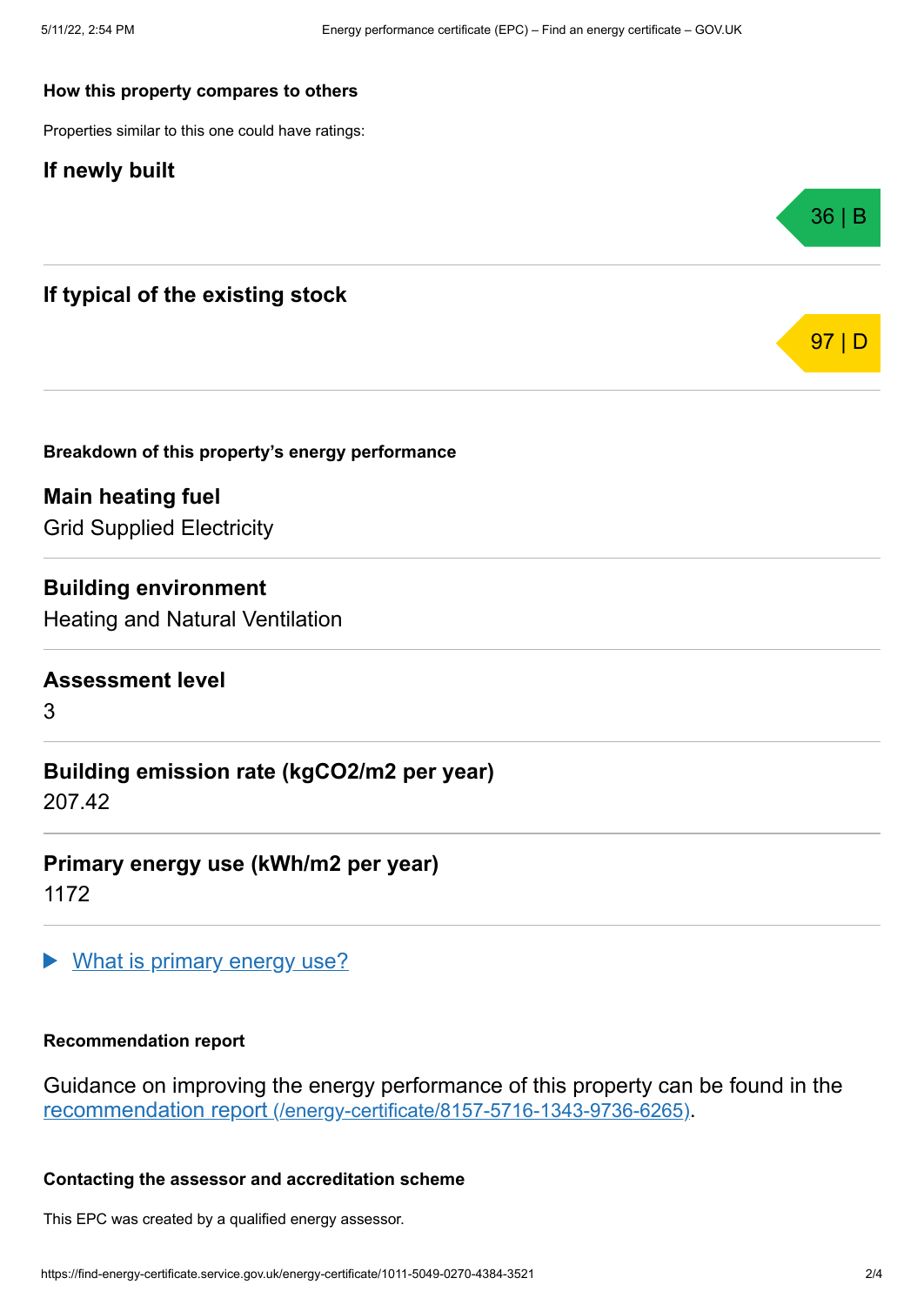### How this property compares to others

Properties similar to this one could have ratings:

## If newly built

36 | B

## If typical of the existing stock

97 | D

### Breakdown of this property's energy performance

## Main heating fuel

Grid Supplied Electricity

## Building environment

Heating and Natural Ventilation

## Assessment level

3

## Building emission rate (kgCO2/m2 per year)

207.42

## Primary energy use (kWh/m2 per year)

1172

▶ [What is primary energy use?]()

### Recommendation report

Guidance on improving the energy performance of this property can be found in the [recommendation report (/energy-certificate/8157-5716-1343-9736-6265)](/energy-certificate/8157-5716-1343-9736-6265).

### Contacting the assessor and accreditation scheme

This EPC was created by a qualified energy assessor.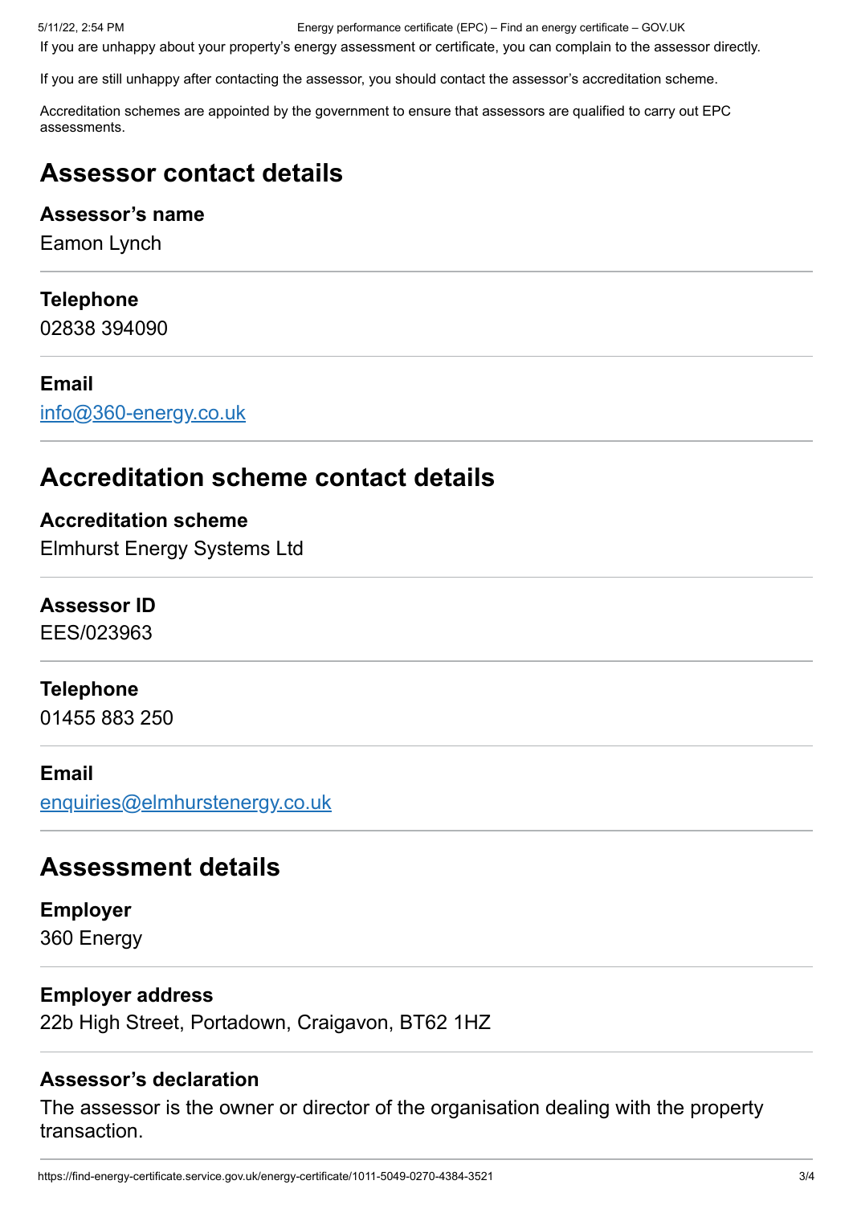If you are unhappy about your property's energy assessment or certificate, you can complain to the assessor directly.

If you are still unhappy after contacting the assessor, you should contact the assessor's accreditation scheme.

Accreditation schemes are appointed by the government to ensure that assessors are qualified to carry out EPC assessments.

## Assessor contact details

**Assessor's name**
Eamon Lynch

**Telephone**
02838 394090

**Email**
info@360-energy.co.uk

## Accreditation scheme contact details

**Accreditation scheme**
Elmhurst Energy Systems Ltd

**Assessor ID**
EES/023963

**Telephone**
01455 883 250

**Email**
enquiries@elmhurstenergy.co.uk

## Assessment details

**Employer**
360 Energy

**Employer address**
22b High Street, Portadown, Craigavon, BT62 1HZ

**Assessor's declaration**
The assessor is the owner or director of the organisation dealing with the property transaction.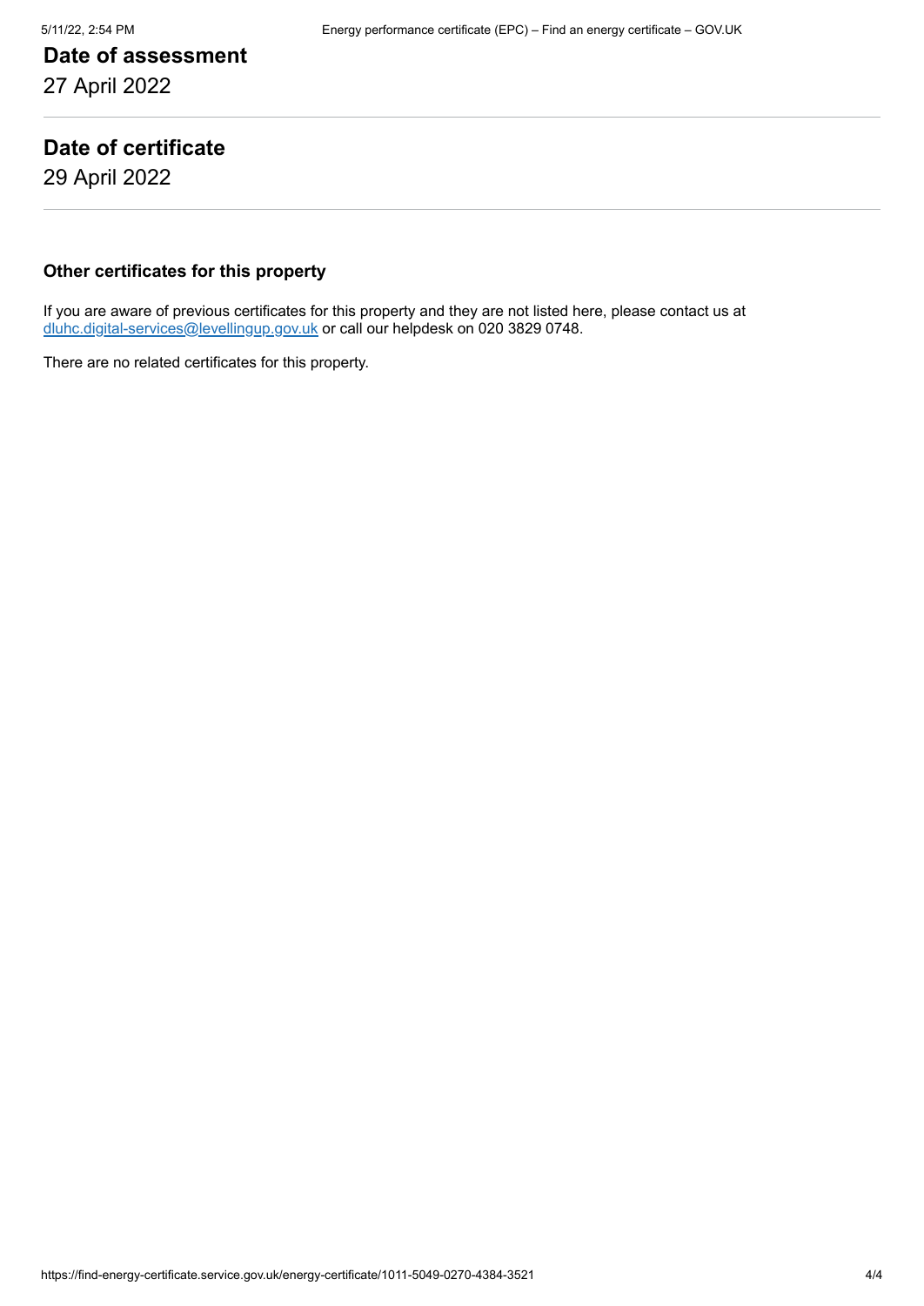## Date of assessment

27 April 2022

## Date of certificate

29 April 2022

### Other certificates for this property

If you are aware of previous certificates for this property and they are not listed here, please contact us at [dluhc.digital-services@levellingup.gov.uk](mailto:dluhc.digital-services@levellingup.gov.uk) or call our helpdesk on 020 3829 0748.

There are no related certificates for this property.